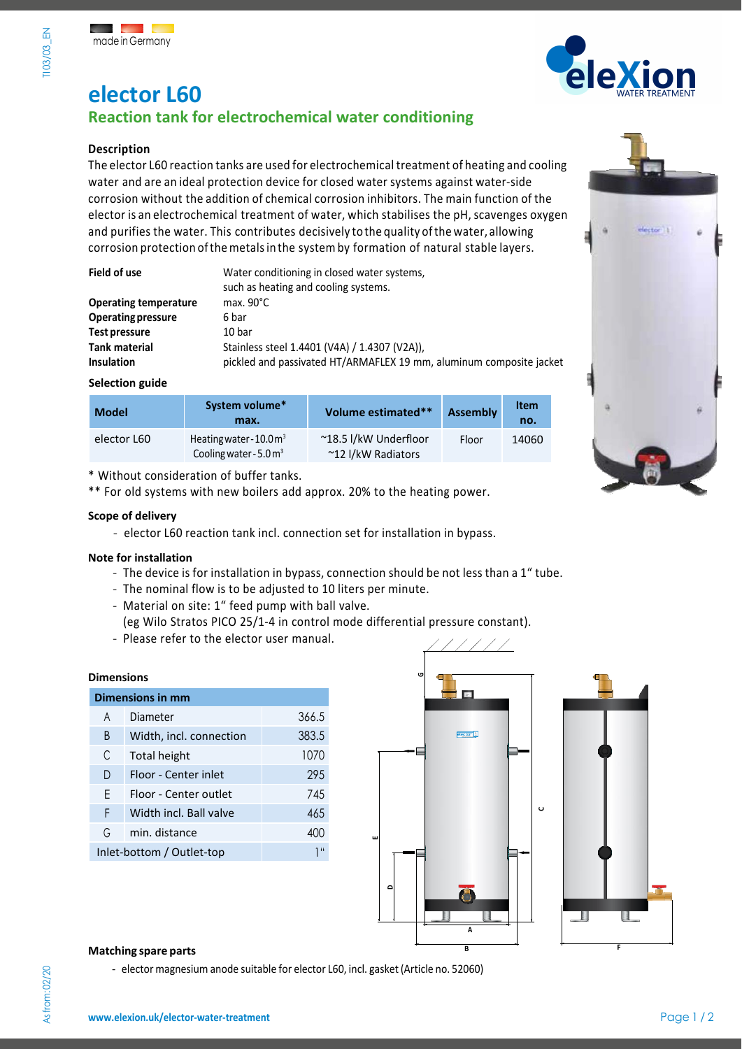made in Germany

# elector L60

## Reaction tank for electrochemical water conditioning

### Description

The elector L60 reaction tanks are used for electrochemical treatment of heating and cooling water and are an ideal protection device for closed water systems against water-side corrosion without the addition of chemical corrosion inhibitors. The main function of the elector is an electrochemical treatment of water, which stabilises the pH, scavenges oxygen and purifies the water. This contributes decisively to the quality of the water, allowing corrosion protection of the metals in the system by formation of natural stable layers.

| | |
|---|---|
| **Field of use** | Water conditioning in closed water systems, such as heating and cooling systems. |
| **Operating temperature** | max. 90°C |
| **Operating pressure** | 6 bar |
| **Test pressure** | 10 bar |
| **Tank material** | Stainless steel 1.4401 (V4A) / 1.4307 (V2A)), |
| **Insulation** | pickled and passivated HT/ARMAFLEX 19 mm, aluminum composite jacket |

### Selection guide

| Model | System volume* max. | Volume estimated** | Assembly | Item no. |
|---|---|---|---|---|
| elector L60 | Heating water - 10.0 m³<br>Cooling water - 5.0 m³ | ~18.5 l/kW Underfloor<br>~12 l/kW Radiators | Floor | 14060 |

\* Without consideration of buffer tanks.
\*\* For old systems with new boilers add approx. 20% to the heating power.

### Scope of delivery

- elector L60 reaction tank incl. connection set for installation in bypass.

### Note for installation

- The device is for installation in bypass, connection should be not less than a 1" tube.
- The nominal flow is to be adjusted to 10 liters per minute.
- Material on site: 1" feed pump with ball valve.
  (eg Wilo Stratos PICO 25/1-4 in control mode differential pressure constant).
- Please refer to the elector user manual.

### Dimensions

| | Dimensions in mm | |
|---|---|---|
| A | Diameter | 366.5 |
| B | Width, incl. connection | 383.5 |
| C | Total height | 1070 |
| D | Floor - Center inlet | 295 |
| E | Floor - Center outlet | 745 |
| F | Width incl. Ball valve | 465 |
| G | min. distance | 400 |
| Inlet-bottom / Outlet-top | | 1" |

### Matching spare parts

- elector magnesium anode suitable for elector L60, incl. gasket (Article no. 52060)

www.elexion.uk/elector-water-treatment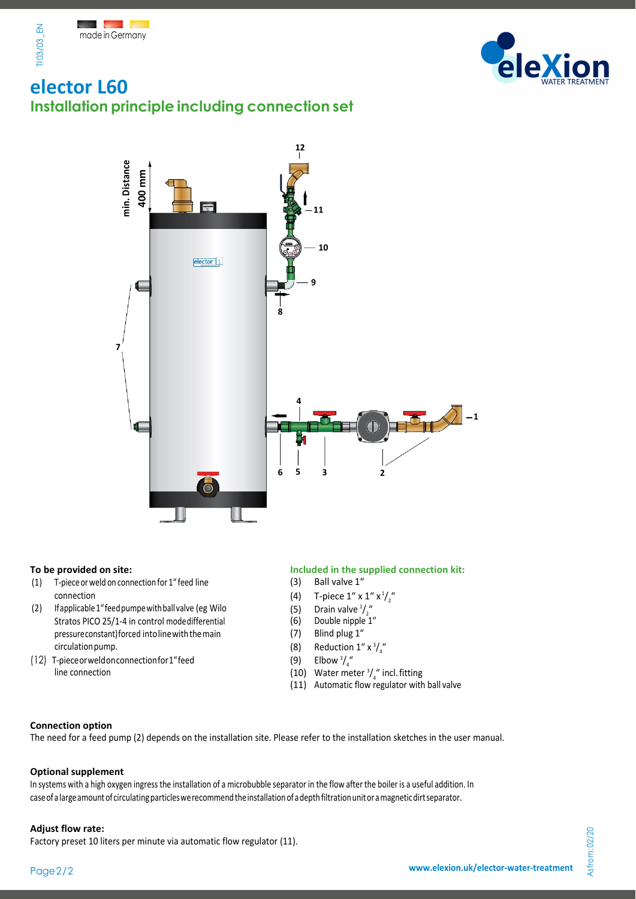# elector L60

## Installation principle including connection set

min. Distance 400 mm

12

11

10

9

8

7

4

1

6 5 3 2

**To be provided on site:**

(1) T-piece or weld on connection for 1" feed line connection

(2) If applicable 1" feed pump with ball valve (eg Wilo Stratos PICO 25/1-4 in control mode differential pressure constant) forced into line with the main circulation pump.

(12) T-piece or weld on connection for 1" feed line connection

**Included in the supplied connection kit:**

(3) Ball valve 1"

(4) T-piece 1" x 1" x $^{1}/_{2}$"

(5) Drain valve $^{1}/_{2}$"

(6) Double nipple 1"

(7) Blind plug 1"

(8) Reduction 1" x $^{3}/_{4}$"

(9) Elbow $^{3}/_{4}$"

(10) Water meter $^{3}/_{4}$" incl. fitting

(11) Automatic flow regulator with ball valve

**Connection option**

The need for a feed pump (2) depends on the installation site. Please refer to the installation sketches in the user manual.

**Optional supplement**

In systems with a high oxygen ingress the installation of a microbubble separator in the flow after the boiler is a useful addition. In case of a large amount of circulating particles we recommend the installation of a depth filtration unit or a magnetic dirt separator.

**Adjust flow rate:**

Factory preset 10 liters per minute via automatic flow regulator (11).

www.elexion.uk/elector-water-treatment